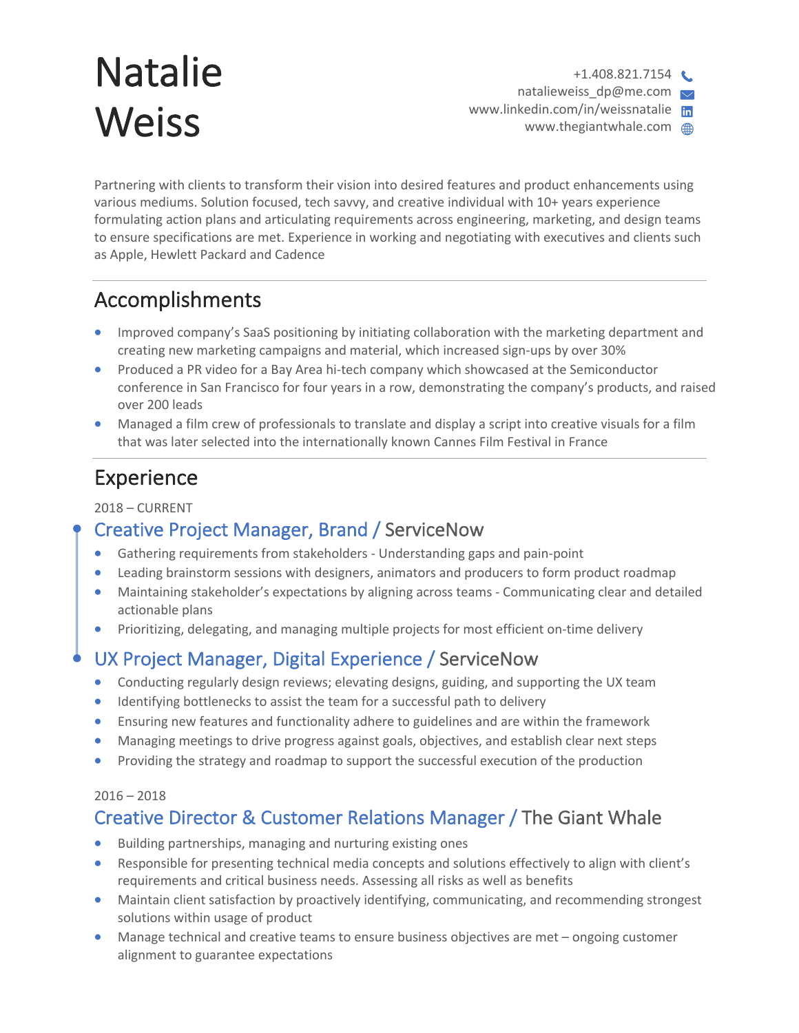# Natalie Weiss

+1.408.821.7154
natalieweiss_dp@me.com
www.linkedin.com/in/weissnatalie
www.thegiantwhale.com

Partnering with clients to transform their vision into desired features and product enhancements using various mediums. Solution focused, tech savvy, and creative individual with 10+ years experience formulating action plans and articulating requirements across engineering, marketing, and design teams to ensure specifications are met. Experience in working and negotiating with executives and clients such as Apple, Hewlett Packard and Cadence

---

## Accomplishments

- Improved company's SaaS positioning by initiating collaboration with the marketing department and creating new marketing campaigns and material, which increased sign-ups by over 30%
- Produced a PR video for a Bay Area hi-tech company which showcased at the Semiconductor conference in San Francisco for four years in a row, demonstrating the company's products, and raised over 200 leads
- Managed a film crew of professionals to translate and display a script into creative visuals for a film that was later selected into the internationally known Cannes Film Festival in France

---

## Experience

2018 – CURRENT

### Creative Project Manager, Brand / ServiceNow

- Gathering requirements from stakeholders - Understanding gaps and pain-point
- Leading brainstorm sessions with designers, animators and producers to form product roadmap
- Maintaining stakeholder's expectations by aligning across teams - Communicating clear and detailed actionable plans
- Prioritizing, delegating, and managing multiple projects for most efficient on-time delivery

### UX Project Manager, Digital Experience / ServiceNow

- Conducting regularly design reviews; elevating designs, guiding, and supporting the UX team
- Identifying bottlenecks to assist the team for a successful path to delivery
- Ensuring new features and functionality adhere to guidelines and are within the framework
- Managing meetings to drive progress against goals, objectives, and establish clear next steps
- Providing the strategy and roadmap to support the successful execution of the production

2016 – 2018

### Creative Director & Customer Relations Manager / The Giant Whale

- Building partnerships, managing and nurturing existing ones
- Responsible for presenting technical media concepts and solutions effectively to align with client's requirements and critical business needs. Assessing all risks as well as benefits
- Maintain client satisfaction by proactively identifying, communicating, and recommending strongest solutions within usage of product
- Manage technical and creative teams to ensure business objectives are met – ongoing customer alignment to guarantee expectations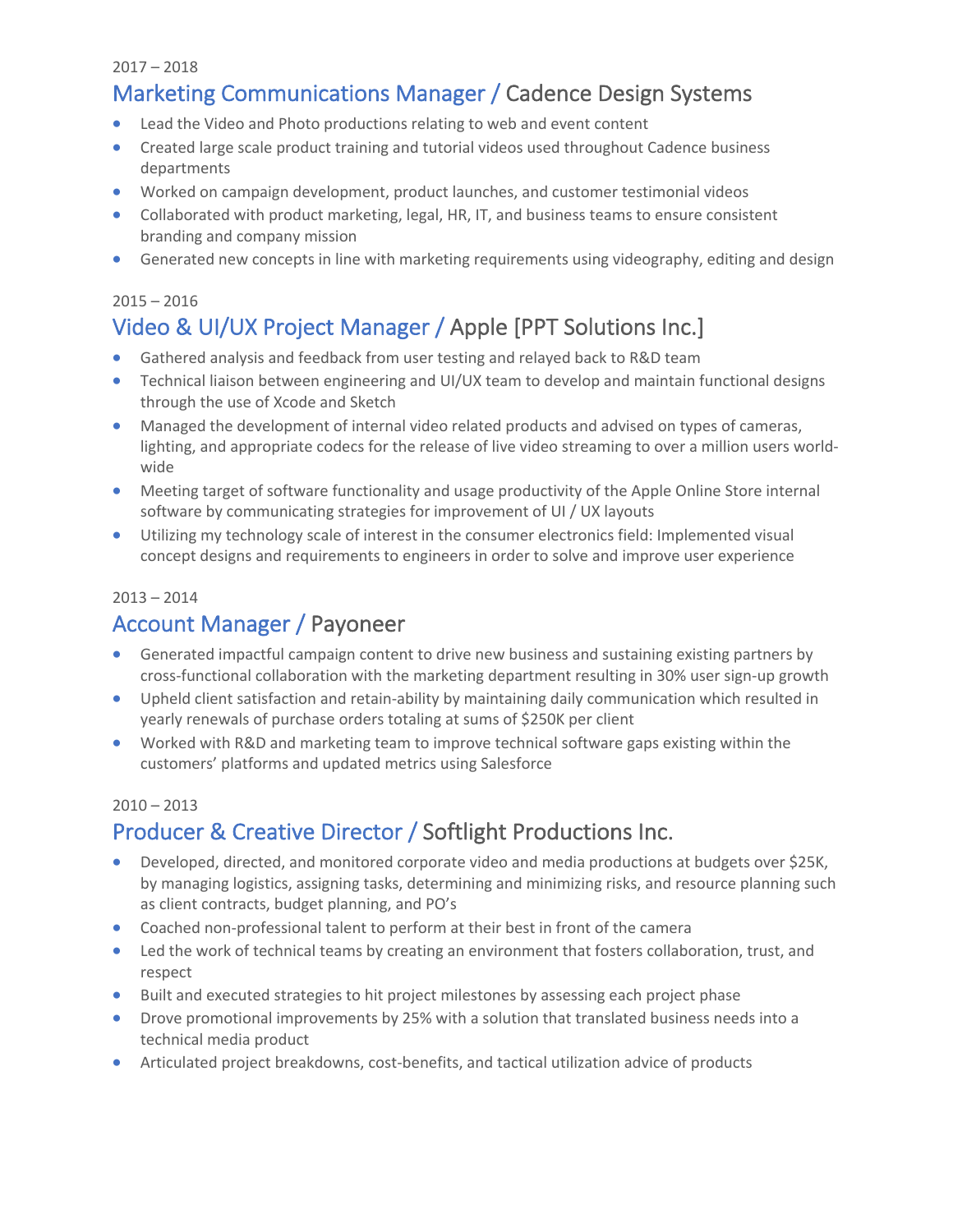2017 – 2018

## Marketing Communications Manager / Cadence Design Systems

- Lead the Video and Photo productions relating to web and event content
- Created large scale product training and tutorial videos used throughout Cadence business departments
- Worked on campaign development, product launches, and customer testimonial videos
- Collaborated with product marketing, legal, HR, IT, and business teams to ensure consistent branding and company mission
- Generated new concepts in line with marketing requirements using videography, editing and design

2015 – 2016

## Video & UI/UX Project Manager / Apple [PPT Solutions Inc.]

- Gathered analysis and feedback from user testing and relayed back to R&D team
- Technical liaison between engineering and UI/UX team to develop and maintain functional designs through the use of Xcode and Sketch
- Managed the development of internal video related products and advised on types of cameras, lighting, and appropriate codecs for the release of live video streaming to over a million users world-wide
- Meeting target of software functionality and usage productivity of the Apple Online Store internal software by communicating strategies for improvement of UI / UX layouts
- Utilizing my technology scale of interest in the consumer electronics field: Implemented visual concept designs and requirements to engineers in order to solve and improve user experience

2013 – 2014

## Account Manager / Payoneer

- Generated impactful campaign content to drive new business and sustaining existing partners by cross-functional collaboration with the marketing department resulting in 30% user sign-up growth
- Upheld client satisfaction and retain-ability by maintaining daily communication which resulted in yearly renewals of purchase orders totaling at sums of $250K per client
- Worked with R&D and marketing team to improve technical software gaps existing within the customers' platforms and updated metrics using Salesforce

2010 – 2013

## Producer & Creative Director / Softlight Productions Inc.

- Developed, directed, and monitored corporate video and media productions at budgets over $25K, by managing logistics, assigning tasks, determining and minimizing risks, and resource planning such as client contracts, budget planning, and PO's
- Coached non-professional talent to perform at their best in front of the camera
- Led the work of technical teams by creating an environment that fosters collaboration, trust, and respect
- Built and executed strategies to hit project milestones by assessing each project phase
- Drove promotional improvements by 25% with a solution that translated business needs into a technical media product
- Articulated project breakdowns, cost-benefits, and tactical utilization advice of products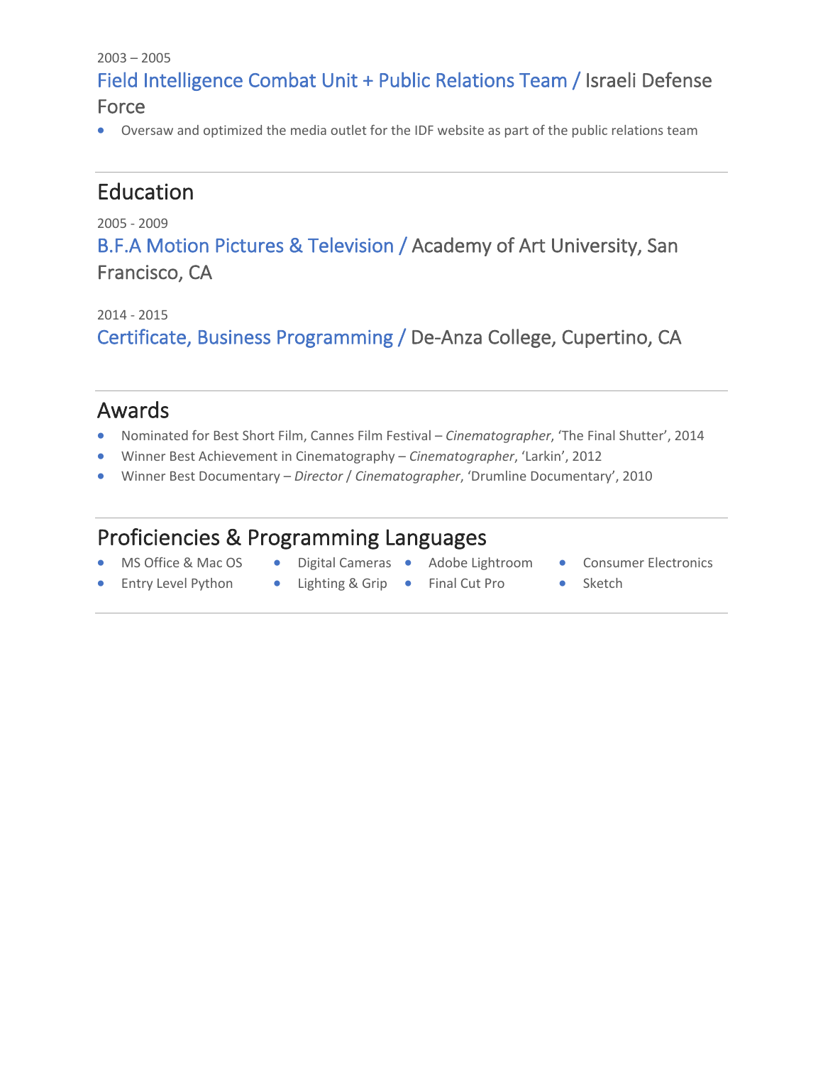2003 – 2005

### Field Intelligence Combat Unit + Public Relations Team / Israeli Defense Force

- Oversaw and optimized the media outlet for the IDF website as part of the public relations team

---

## Education

2005 - 2009

### B.F.A Motion Pictures & Television / Academy of Art University, San Francisco, CA

2014 - 2015

### Certificate, Business Programming / De-Anza College, Cupertino, CA

---

## Awards

- Nominated for Best Short Film, Cannes Film Festival – *Cinematographer*, 'The Final Shutter', 2014
- Winner Best Achievement in Cinematography – *Cinematographer*, 'Larkin', 2012
- Winner Best Documentary – *Director* / *Cinematographer*, 'Drumline Documentary', 2010

---

## Proficiencies & Programming Languages

- MS Office & Mac OS
- Entry Level Python
- Digital Cameras
- Lighting & Grip
- Adobe Lightroom
- Final Cut Pro
- Consumer Electronics
- Sketch

---